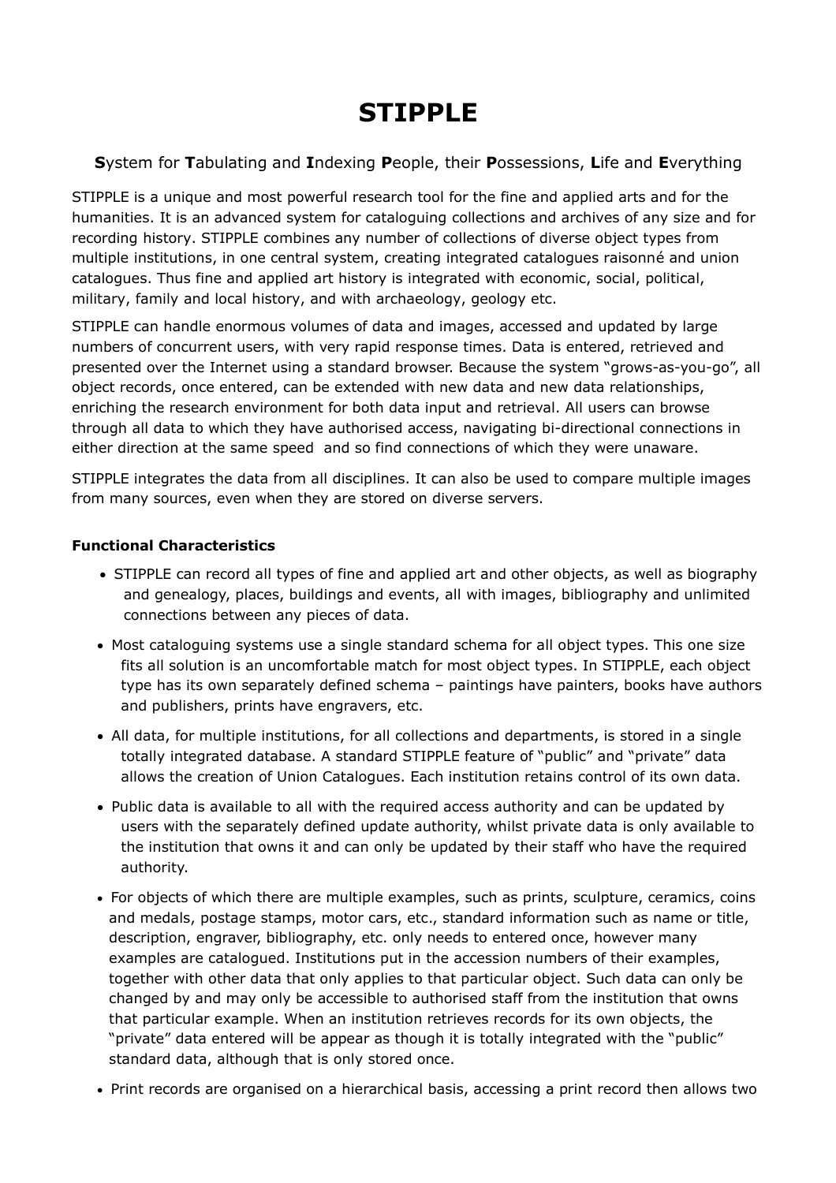# STIPPLE

**S**ystem for **T**abulating and **I**ndexing **P**eople, their **P**ossessions, **L**ife and **E**verything

STIPPLE is a unique and most powerful research tool for the fine and applied arts and for the humanities. It is an advanced system for cataloguing collections and archives of any size and for recording history. STIPPLE combines any number of collections of diverse object types from multiple institutions, in one central system, creating integrated catalogues raisonné and union catalogues. Thus fine and applied art history is integrated with economic, social, political, military, family and local history, and with archaeology, geology etc.

STIPPLE can handle enormous volumes of data and images, accessed and updated by large numbers of concurrent users, with very rapid response times. Data is entered, retrieved and presented over the Internet using a standard browser. Because the system "grows-as-you-go", all object records, once entered, can be extended with new data and new data relationships, enriching the research environment for both data input and retrieval. All users can browse through all data to which they have authorised access, navigating bi-directional connections in either direction at the same speed and so find connections of which they were unaware.

STIPPLE integrates the data from all disciplines. It can also be used to compare multiple images from many sources, even when they are stored on diverse servers.

**Functional Characteristics**

- STIPPLE can record all types of fine and applied art and other objects, as well as biography and genealogy, places, buildings and events, all with images, bibliography and unlimited connections between any pieces of data.
- Most cataloguing systems use a single standard schema for all object types. This one size fits all solution is an uncomfortable match for most object types. In STIPPLE, each object type has its own separately defined schema – paintings have painters, books have authors and publishers, prints have engravers, etc.
- All data, for multiple institutions, for all collections and departments, is stored in a single totally integrated database. A standard STIPPLE feature of "public" and "private" data allows the creation of Union Catalogues. Each institution retains control of its own data.
- Public data is available to all with the required access authority and can be updated by users with the separately defined update authority, whilst private data is only available to the institution that owns it and can only be updated by their staff who have the required authority.
- For objects of which there are multiple examples, such as prints, sculpture, ceramics, coins and medals, postage stamps, motor cars, etc., standard information such as name or title, description, engraver, bibliography, etc. only needs to entered once, however many examples are catalogued. Institutions put in the accession numbers of their examples, together with other data that only applies to that particular object. Such data can only be changed by and may only be accessible to authorised staff from the institution that owns that particular example. When an institution retrieves records for its own objects, the "private" data entered will be appear as though it is totally integrated with the "public" standard data, although that is only stored once.
- Print records are organised on a hierarchical basis, accessing a print record then allows two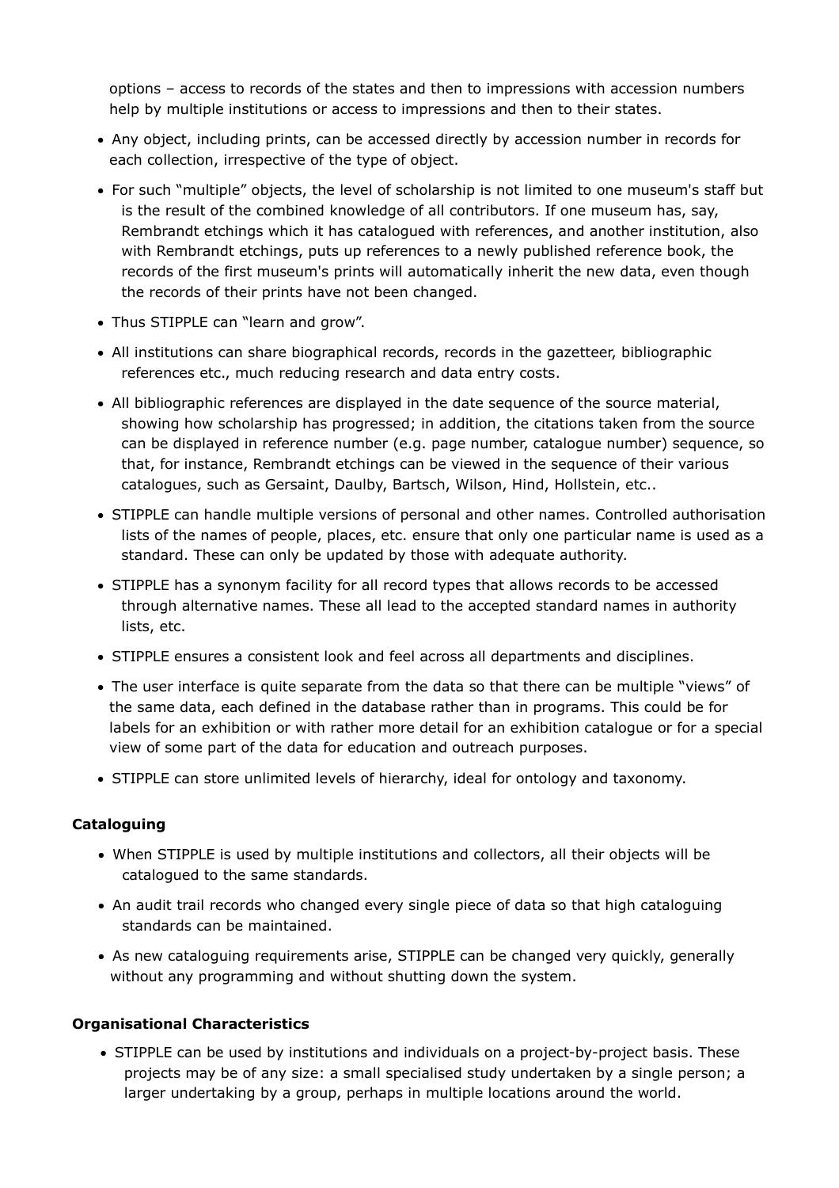options – access to records of the states and then to impressions with accession numbers help by multiple institutions or access to impressions and then to their states.

- Any object, including prints, can be accessed directly by accession number in records for each collection, irrespective of the type of object.
- For such "multiple" objects, the level of scholarship is not limited to one museum's staff but is the result of the combined knowledge of all contributors. If one museum has, say, Rembrandt etchings which it has catalogued with references, and another institution, also with Rembrandt etchings, puts up references to a newly published reference book, the records of the first museum's prints will automatically inherit the new data, even though the records of their prints have not been changed.
- Thus STIPPLE can "learn and grow".
- All institutions can share biographical records, records in the gazetteer, bibliographic references etc., much reducing research and data entry costs.
- All bibliographic references are displayed in the date sequence of the source material, showing how scholarship has progressed; in addition, the citations taken from the source can be displayed in reference number (e.g. page number, catalogue number) sequence, so that, for instance, Rembrandt etchings can be viewed in the sequence of their various catalogues, such as Gersaint, Daulby, Bartsch, Wilson, Hind, Hollstein, etc..
- STIPPLE can handle multiple versions of personal and other names. Controlled authorisation lists of the names of people, places, etc. ensure that only one particular name is used as a standard. These can only be updated by those with adequate authority.
- STIPPLE has a synonym facility for all record types that allows records to be accessed through alternative names. These all lead to the accepted standard names in authority lists, etc.
- STIPPLE ensures a consistent look and feel across all departments and disciplines.
- The user interface is quite separate from the data so that there can be multiple "views" of the same data, each defined in the database rather than in programs. This could be for labels for an exhibition or with rather more detail for an exhibition catalogue or for a special view of some part of the data for education and outreach purposes.
- STIPPLE can store unlimited levels of hierarchy, ideal for ontology and taxonomy.

**Cataloguing**

- When STIPPLE is used by multiple institutions and collectors, all their objects will be catalogued to the same standards.
- An audit trail records who changed every single piece of data so that high cataloguing standards can be maintained.
- As new cataloguing requirements arise, STIPPLE can be changed very quickly, generally without any programming and without shutting down the system.

**Organisational Characteristics**

- STIPPLE can be used by institutions and individuals on a project-by-project basis. These projects may be of any size: a small specialised study undertaken by a single person; a larger undertaking by a group, perhaps in multiple locations around the world.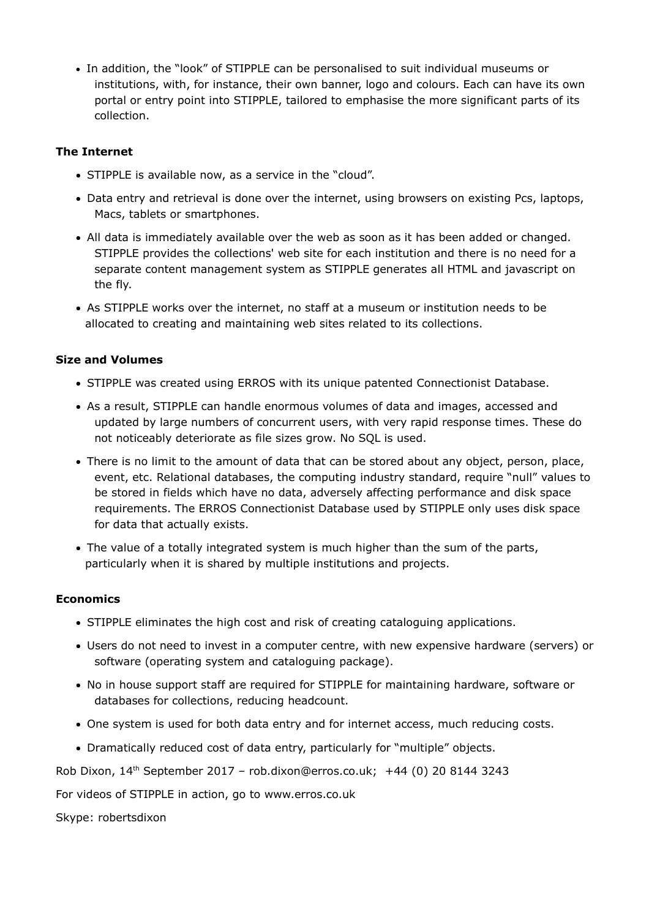- In addition, the "look" of STIPPLE can be personalised to suit individual museums or institutions, with, for instance, their own banner, logo and colours. Each can have its own portal or entry point into STIPPLE, tailored to emphasise the more significant parts of its collection.

**The Internet**

- STIPPLE is available now, as a service in the "cloud".
- Data entry and retrieval is done over the internet, using browsers on existing Pcs, laptops, Macs, tablets or smartphones.
- All data is immediately available over the web as soon as it has been added or changed. STIPPLE provides the collections' web site for each institution and there is no need for a separate content management system as STIPPLE generates all HTML and javascript on the fly.
- As STIPPLE works over the internet, no staff at a museum or institution needs to be allocated to creating and maintaining web sites related to its collections.

**Size and Volumes**

- STIPPLE was created using ERROS with its unique patented Connectionist Database.
- As a result, STIPPLE can handle enormous volumes of data and images, accessed and updated by large numbers of concurrent users, with very rapid response times. These do not noticeably deteriorate as file sizes grow. No SQL is used.
- There is no limit to the amount of data that can be stored about any object, person, place, event, etc. Relational databases, the computing industry standard, require "null" values to be stored in fields which have no data, adversely affecting performance and disk space requirements. The ERROS Connectionist Database used by STIPPLE only uses disk space for data that actually exists.
- The value of a totally integrated system is much higher than the sum of the parts, particularly when it is shared by multiple institutions and projects.

**Economics**

- STIPPLE eliminates the high cost and risk of creating cataloguing applications.
- Users do not need to invest in a computer centre, with new expensive hardware (servers) or software (operating system and cataloguing package).
- No in house support staff are required for STIPPLE for maintaining hardware, software or databases for collections, reducing headcount.
- One system is used for both data entry and for internet access, much reducing costs.
- Dramatically reduced cost of data entry, particularly for "multiple" objects.

Rob Dixon, 14th September 2017 – rob.dixon@erros.co.uk; +44 (0) 20 8144 3243

For videos of STIPPLE in action, go to www.erros.co.uk

Skype: robertsdixon